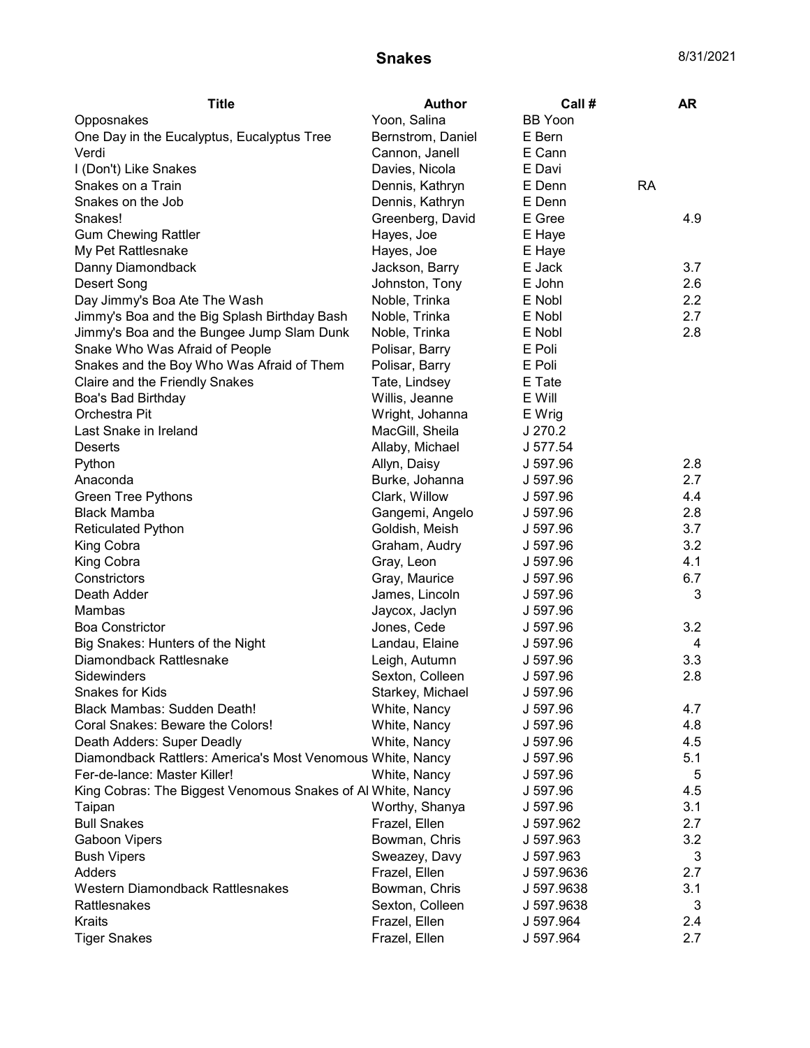# Snakes

8/31/2021

| Title | Author | Call # | AR |
|---|---|---|---|
| Opposnakes | Yoon, Salina | BB Yoon | |
| One Day in the Eucalyptus, Eucalyptus Tree | Bernstrom, Daniel | E Bern | |
| Verdi | Cannon, Janell | E Cann | |
| I (Don't) Like Snakes | Davies, Nicola | E Davi | |
| Snakes on a Train | Dennis, Kathryn | E Denn | RA |
| Snakes on the Job | Dennis, Kathryn | E Denn | |
| Snakes! | Greenberg, David | E Gree | 4.9 |
| Gum Chewing Rattler | Hayes, Joe | E Haye | |
| My Pet Rattlesnake | Hayes, Joe | E Haye | |
| Danny Diamondback | Jackson, Barry | E Jack | 3.7 |
| Desert Song | Johnston, Tony | E John | 2.6 |
| Day Jimmy's Boa Ate The Wash | Noble, Trinka | E Nobl | 2.2 |
| Jimmy's Boa and the Big Splash Birthday Bash | Noble, Trinka | E Nobl | 2.7 |
| Jimmy's Boa and the Bungee Jump Slam Dunk | Noble, Trinka | E Nobl | 2.8 |
| Snake Who Was Afraid of People | Polisar, Barry | E Poli | |
| Snakes and the Boy Who Was Afraid of Them | Polisar, Barry | E Poli | |
| Claire and the Friendly Snakes | Tate, Lindsey | E Tate | |
| Boa's Bad Birthday | Willis, Jeanne | E Will | |
| Orchestra Pit | Wright, Johanna | E Wrig | |
| Last Snake in Ireland | MacGill, Sheila | J 270.2 | |
| Deserts | Allaby, Michael | J 577.54 | |
| Python | Allyn, Daisy | J 597.96 | 2.8 |
| Anaconda | Burke, Johanna | J 597.96 | 2.7 |
| Green Tree Pythons | Clark, Willow | J 597.96 | 4.4 |
| Black Mamba | Gangemi, Angelo | J 597.96 | 2.8 |
| Reticulated Python | Goldish, Meish | J 597.96 | 3.7 |
| King Cobra | Graham, Audry | J 597.96 | 3.2 |
| King Cobra | Gray, Leon | J 597.96 | 4.1 |
| Constrictors | Gray, Maurice | J 597.96 | 6.7 |
| Death Adder | James, Lincoln | J 597.96 | 3 |
| Mambas | Jaycox, Jaclyn | J 597.96 | |
| Boa Constrictor | Jones, Cede | J 597.96 | 3.2 |
| Big Snakes: Hunters of the Night | Landau, Elaine | J 597.96 | 4 |
| Diamondback Rattlesnake | Leigh, Autumn | J 597.96 | 3.3 |
| Sidewinders | Sexton, Colleen | J 597.96 | 2.8 |
| Snakes for Kids | Starkey, Michael | J 597.96 | |
| Black Mambas: Sudden Death! | White, Nancy | J 597.96 | 4.7 |
| Coral Snakes: Beware the Colors! | White, Nancy | J 597.96 | 4.8 |
| Death Adders: Super Deadly | White, Nancy | J 597.96 | 4.5 |
| Diamondback Rattlers: America's Most Venomous | White, Nancy | J 597.96 | 5.1 |
| Fer-de-lance: Master Killer! | White, Nancy | J 597.96 | 5 |
| King Cobras: The Biggest Venomous Snakes of Al | White, Nancy | J 597.96 | 4.5 |
| Taipan | Worthy, Shanya | J 597.96 | 3.1 |
| Bull Snakes | Frazel, Ellen | J 597.962 | 2.7 |
| Gaboon Vipers | Bowman, Chris | J 597.963 | 3.2 |
| Bush Vipers | Sweazey, Davy | J 597.963 | 3 |
| Adders | Frazel, Ellen | J 597.9636 | 2.7 |
| Western Diamondback Rattlesnakes | Bowman, Chris | J 597.9638 | 3.1 |
| Rattlesnakes | Sexton, Colleen | J 597.9638 | 3 |
| Kraits | Frazel, Ellen | J 597.964 | 2.4 |
| Tiger Snakes | Frazel, Ellen | J 597.964 | 2.7 |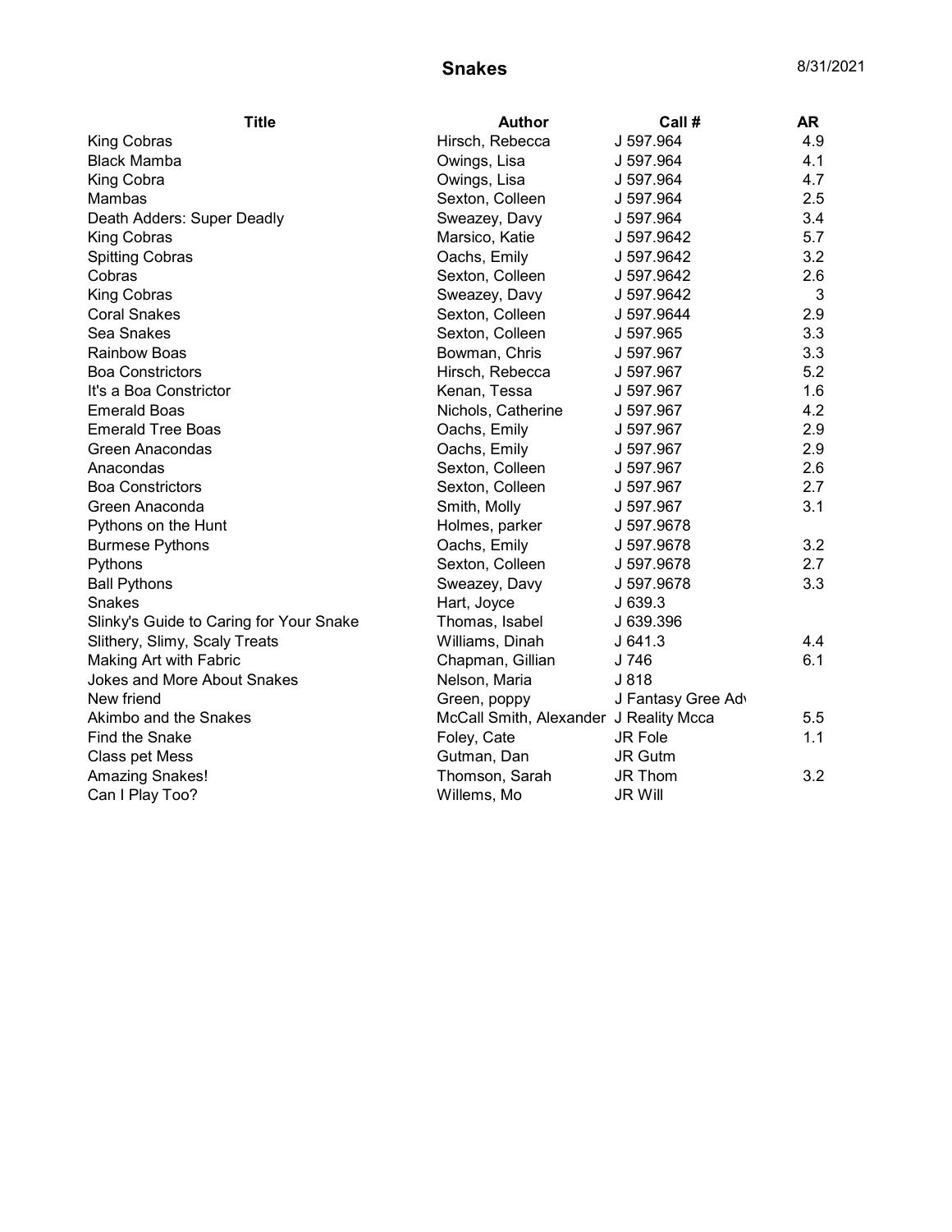# Snakes

8/31/2021

| Title | Author | Call # | AR |
|---|---|---|---|
| King Cobras | Hirsch, Rebecca | J 597.964 | 4.9 |
| Black Mamba | Owings, Lisa | J 597.964 | 4.1 |
| King Cobra | Owings, Lisa | J 597.964 | 4.7 |
| Mambas | Sexton, Colleen | J 597.964 | 2.5 |
| Death Adders: Super Deadly | Sweazey, Davy | J 597.964 | 3.4 |
| King Cobras | Marsico, Katie | J 597.9642 | 5.7 |
| Spitting Cobras | Oachs, Emily | J 597.9642 | 3.2 |
| Cobras | Sexton, Colleen | J 597.9642 | 2.6 |
| King Cobras | Sweazey, Davy | J 597.9642 | 3 |
| Coral Snakes | Sexton, Colleen | J 597.9644 | 2.9 |
| Sea Snakes | Sexton, Colleen | J 597.965 | 3.3 |
| Rainbow Boas | Bowman, Chris | J 597.967 | 3.3 |
| Boa Constrictors | Hirsch, Rebecca | J 597.967 | 5.2 |
| It's a Boa Constrictor | Kenan, Tessa | J 597.967 | 1.6 |
| Emerald Boas | Nichols, Catherine | J 597.967 | 4.2 |
| Emerald Tree Boas | Oachs, Emily | J 597.967 | 2.9 |
| Green Anacondas | Oachs, Emily | J 597.967 | 2.9 |
| Anacondas | Sexton, Colleen | J 597.967 | 2.6 |
| Boa Constrictors | Sexton, Colleen | J 597.967 | 2.7 |
| Green Anaconda | Smith, Molly | J 597.967 | 3.1 |
| Pythons on the Hunt | Holmes, parker | J 597.9678 | |
| Burmese Pythons | Oachs, Emily | J 597.9678 | 3.2 |
| Pythons | Sexton, Colleen | J 597.9678 | 2.7 |
| Ball Pythons | Sweazey, Davy | J 597.9678 | 3.3 |
| Snakes | Hart, Joyce | J 639.3 | |
| Slinky's Guide to Caring for Your Snake | Thomas, Isabel | J 639.396 | |
| Slithery, Slimy, Scaly Treats | Williams, Dinah | J 641.3 | 4.4 |
| Making Art with Fabric | Chapman, Gillian | J 746 | 6.1 |
| Jokes and More About Snakes | Nelson, Maria | J 818 | |
| New friend | Green, poppy | J Fantasy Gree Adv | |
| Akimbo and the Snakes | McCall Smith, Alexander | J Reality Mcca | 5.5 |
| Find the Snake | Foley, Cate | JR Fole | 1.1 |
| Class pet Mess | Gutman, Dan | JR Gutm | |
| Amazing Snakes! | Thomson, Sarah | JR Thom | 3.2 |
| Can I Play Too? | Willems, Mo | JR Will | |